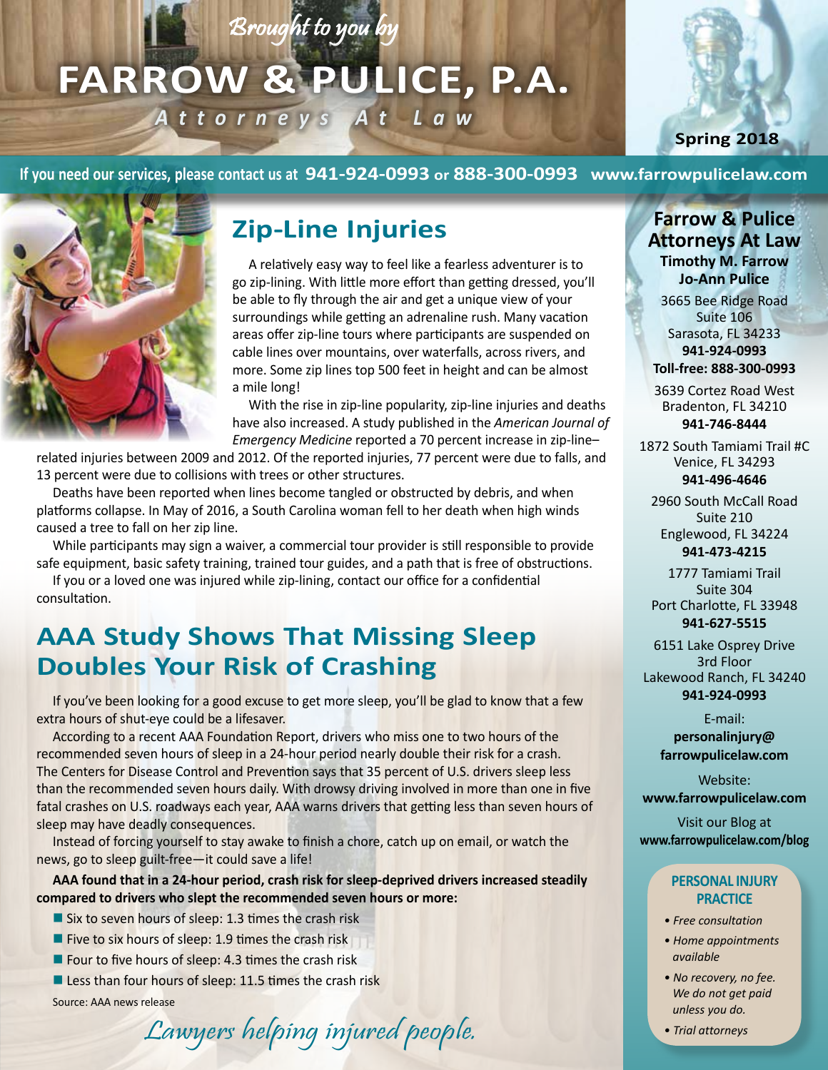*Brought to you by*

# FARROW & PULICE, P.A.

*Attorneys At Law*

**Spring 2018**

**If you need our services, please contact us at 941-924-0993 or 888-300-0993 www.farrowpulicelaw.com**

## Zip-Line Injuries

A relatively easy way to feel like a fearless adventurer is to go zip-lining. With little more effort than getting dressed, you'll be able to fly through the air and get a unique view of your surroundings while getting an adrenaline rush. Many vacation areas offer zip-line tours where participants are suspended on cable lines over mountains, over waterfalls, across rivers, and more. Some zip lines top 500 feet in height and can be almost a mile long!

With the rise in zip-line popularity, zip-line injuries and deaths have also increased. A study published in the *American Journal of Emergency Medicine* reported a 70 percent increase in zip-line–related injuries between 2009 and 2012. Of the reported injuries, 77 percent were due to falls, and 13 percent were due to collisions with trees or other structures.

Deaths have been reported when lines become tangled or obstructed by debris, and when platforms collapse. In May of 2016, a South Carolina woman fell to her death when high winds caused a tree to fall on her zip line.

While participants may sign a waiver, a commercial tour provider is still responsible to provide safe equipment, basic safety training, trained tour guides, and a path that is free of obstructions.

If you or a loved one was injured while zip-lining, contact our office for a confidential consultation.

## AAA Study Shows That Missing Sleep Doubles Your Risk of Crashing

If you've been looking for a good excuse to get more sleep, you'll be glad to know that a few extra hours of shut-eye could be a lifesaver.

According to a recent AAA Foundation Report, drivers who miss one to two hours of the recommended seven hours of sleep in a 24-hour period nearly double their risk for a crash. The Centers for Disease Control and Prevention says that 35 percent of U.S. drivers sleep less than the recommended seven hours daily. With drowsy driving involved in more than one in five fatal crashes on U.S. roadways each year, AAA warns drivers that getting less than seven hours of sleep may have deadly consequences.

Instead of forcing yourself to stay awake to finish a chore, catch up on email, or watch the news, go to sleep guilt-free—it could save a life!

**AAA found that in a 24-hour period, crash risk for sleep-deprived drivers increased steadily compared to drivers who slept the recommended seven hours or more:**

- Six to seven hours of sleep: 1.3 times the crash risk
- Five to six hours of sleep: 1.9 times the crash risk
- Four to five hours of sleep: 4.3 times the crash risk
- Less than four hours of sleep: 11.5 times the crash risk

Source: AAA news release

*Lawyers helping injured people.*

---

### Farrow & Pulice Attorneys At Law

**Timothy M. Farrow**
**Jo-Ann Pulice**

3665 Bee Ridge Road
Suite 106
Sarasota, FL 34233
**941-924-0993**
**Toll-free: 888-300-0993**

3639 Cortez Road West
Bradenton, FL 34210
**941-746-8444**

1872 South Tamiami Trail #C
Venice, FL 34293
**941-496-4646**

2960 South McCall Road
Suite 210
Englewood, FL 34224
**941-473-4215**

1777 Tamiami Trail
Suite 304
Port Charlotte, FL 33948
**941-627-5515**

6151 Lake Osprey Drive
3rd Floor
Lakewood Ranch, FL 34240
**941-924-0993**

E-mail:
**personalinjury@farrowpulicelaw.com**

Website:
**www.farrowpulicelaw.com**

Visit our Blog at
**www.farrowpulicelaw.com/blog**

#### PERSONAL INJURY PRACTICE

- *Free consultation*
- *Home appointments available*
- *No recovery, no fee. We do not get paid unless you do.*
- *Trial attorneys*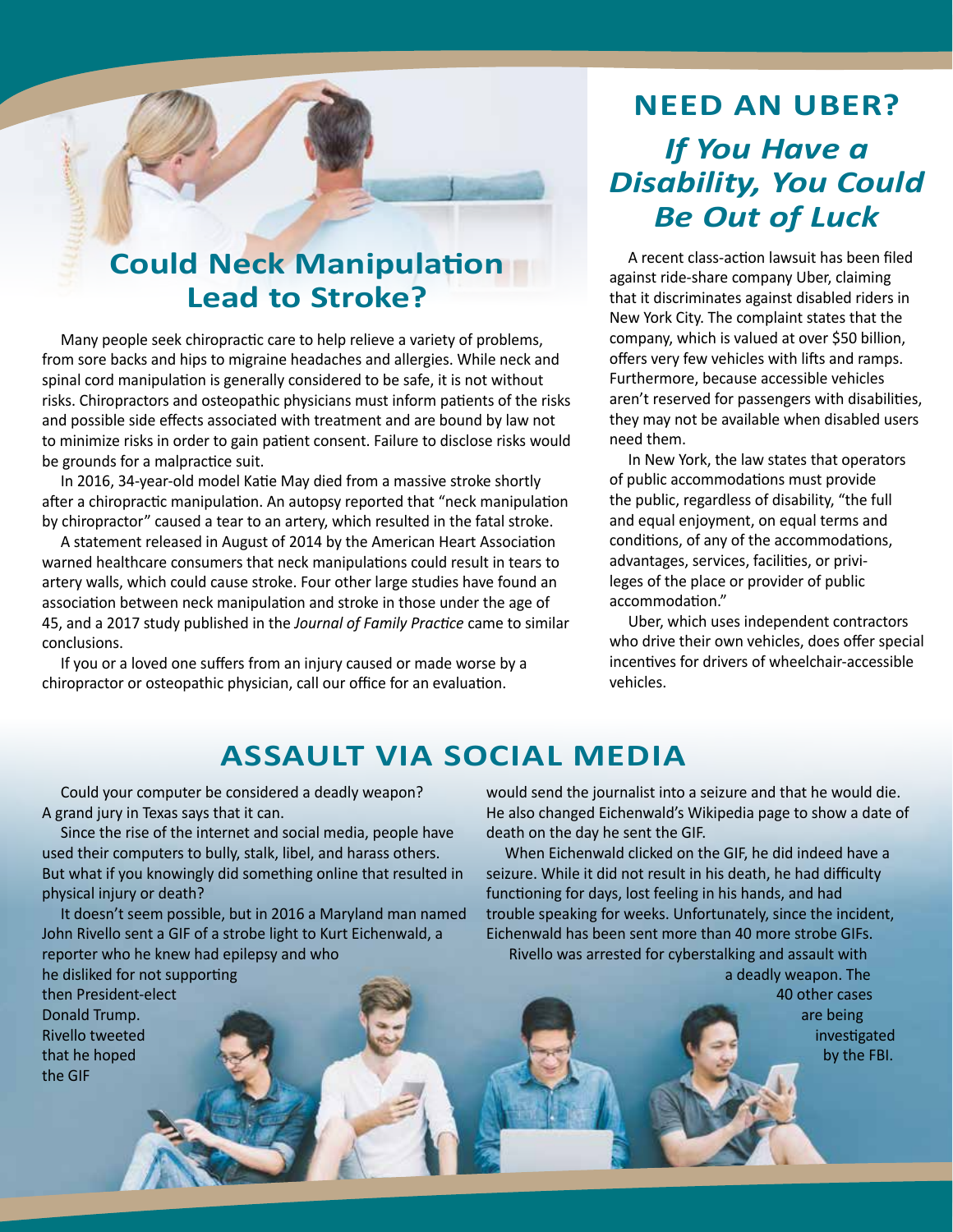## Could Neck Manipulation Lead to Stroke?

Many people seek chiropractic care to help relieve a variety of problems, from sore backs and hips to migraine headaches and allergies. While neck and spinal cord manipulation is generally considered to be safe, it is not without risks. Chiropractors and osteopathic physicians must inform patients of the risks and possible side effects associated with treatment and are bound by law not to minimize risks in order to gain patient consent. Failure to disclose risks would be grounds for a malpractice suit.

In 2016, 34-year-old model Katie May died from a massive stroke shortly after a chiropractic manipulation. An autopsy reported that "neck manipulation by chiropractor" caused a tear to an artery, which resulted in the fatal stroke.

A statement released in August of 2014 by the American Heart Association warned healthcare consumers that neck manipulations could result in tears to artery walls, which could cause stroke. Four other large studies have found an association between neck manipulation and stroke in those under the age of 45, and a 2017 study published in the *Journal of Family Practice* came to similar conclusions.

If you or a loved one suffers from an injury caused or made worse by a chiropractor or osteopathic physician, call our office for an evaluation.

## NEED AN UBER?

### *If You Have a Disability, You Could Be Out of Luck*

A recent class-action lawsuit has been filed against ride-share company Uber, claiming that it discriminates against disabled riders in New York City. The complaint states that the company, which is valued at over $50 billion, offers very few vehicles with lifts and ramps. Furthermore, because accessible vehicles aren't reserved for passengers with disabilities, they may not be available when disabled users need them.

In New York, the law states that operators of public accommodations must provide the public, regardless of disability, "the full and equal enjoyment, on equal terms and conditions, of any of the accommodations, advantages, services, facilities, or privileges of the place or provider of public accommodation."

Uber, which uses independent contractors who drive their own vehicles, does offer special incentives for drivers of wheelchair-accessible vehicles.

## ASSAULT VIA SOCIAL MEDIA

Could your computer be considered a deadly weapon? A grand jury in Texas says that it can.

Since the rise of the internet and social media, people have used their computers to bully, stalk, libel, and harass others. But what if you knowingly did something online that resulted in physical injury or death?

It doesn't seem possible, but in 2016 a Maryland man named John Rivello sent a GIF of a strobe light to Kurt Eichenwald, a reporter who he knew had epilepsy and who he disliked for not supporting then President-elect Donald Trump. Rivello tweeted that he hoped the GIF would send the journalist into a seizure and that he would die. He also changed Eichenwald's Wikipedia page to show a date of death on the day he sent the GIF.

When Eichenwald clicked on the GIF, he did indeed have a seizure. While it did not result in his death, he had difficulty functioning for days, lost feeling in his hands, and had trouble speaking for weeks. Unfortunately, since the incident, Eichenwald has been sent more than 40 more strobe GIFs.

Rivello was arrested for cyberstalking and assault with a deadly weapon. The 40 other cases are being investigated by the FBI.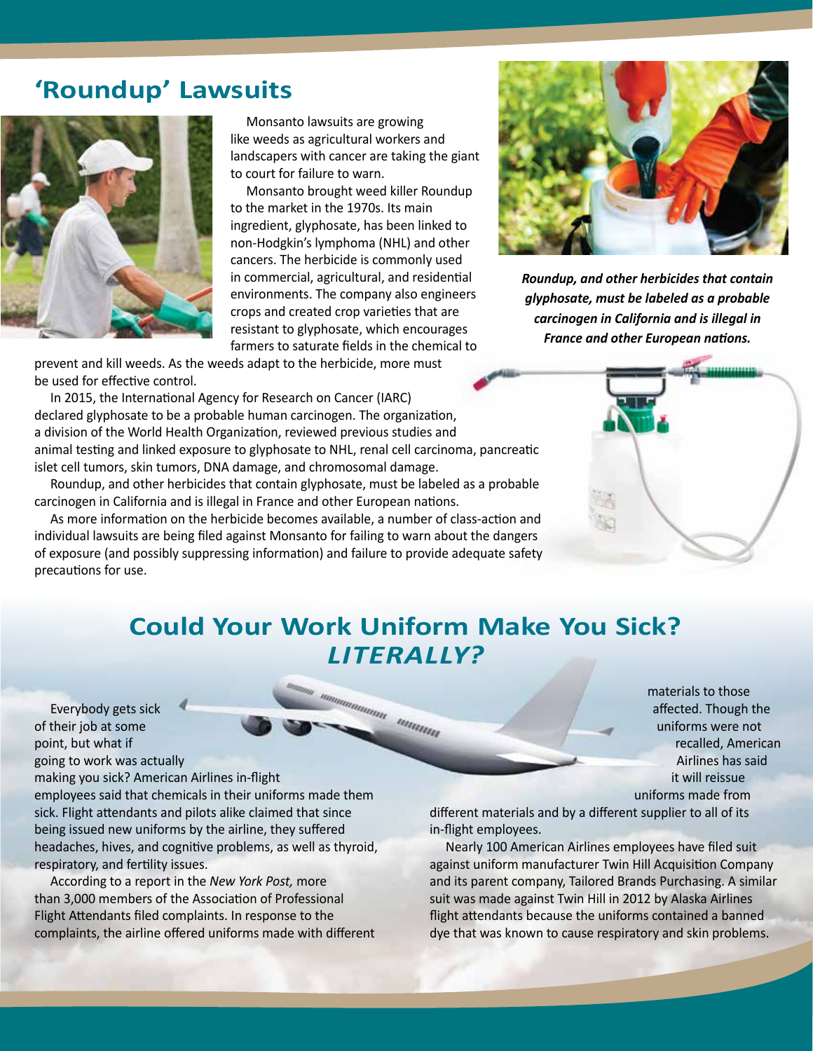## 'Roundup' Lawsuits

Monsanto lawsuits are growing like weeds as agricultural workers and landscapers with cancer are taking the giant to court for failure to warn.

Monsanto brought weed killer Roundup to the market in the 1970s. Its main ingredient, glyphosate, has been linked to non-Hodgkin's lymphoma (NHL) and other cancers. The herbicide is commonly used in commercial, agricultural, and residential environments. The company also engineers crops and created crop varieties that are resistant to glyphosate, which encourages farmers to saturate fields in the chemical to prevent and kill weeds. As the weeds adapt to the herbicide, more must be used for effective control.

In 2015, the International Agency for Research on Cancer (IARC) declared glyphosate to be a probable human carcinogen. The organization, a division of the World Health Organization, reviewed previous studies and animal testing and linked exposure to glyphosate to NHL, renal cell carcinoma, pancreatic islet cell tumors, skin tumors, DNA damage, and chromosomal damage.

Roundup, and other herbicides that contain glyphosate, must be labeled as a probable carcinogen in California and is illegal in France and other European nations.

As more information on the herbicide becomes available, a number of class-action and individual lawsuits are being filed against Monsanto for failing to warn about the dangers of exposure (and possibly suppressing information) and failure to provide adequate safety precautions for use.

***Roundup, and other herbicides that contain glyphosate, must be labeled as a probable carcinogen in California and is illegal in France and other European nations.***

## Could Your Work Uniform Make You Sick? *LITERALLY?*

Everybody gets sick of their job at some point, but what if going to work was actually making you sick? American Airlines in-flight employees said that chemicals in their uniforms made them sick. Flight attendants and pilots alike claimed that since being issued new uniforms by the airline, they suffered headaches, hives, and cognitive problems, as well as thyroid, respiratory, and fertility issues.

According to a report in the *New York Post,* more than 3,000 members of the Association of Professional Flight Attendants filed complaints. In response to the complaints, the airline offered uniforms made with different materials to those affected. Though the uniforms were not recalled, American Airlines has said it will reissue uniforms made from different materials and by a different supplier to all of its in-flight employees.

Nearly 100 American Airlines employees have filed suit against uniform manufacturer Twin Hill Acquisition Company and its parent company, Tailored Brands Purchasing. A similar suit was made against Twin Hill in 2012 by Alaska Airlines flight attendants because the uniforms contained a banned dye that was known to cause respiratory and skin problems.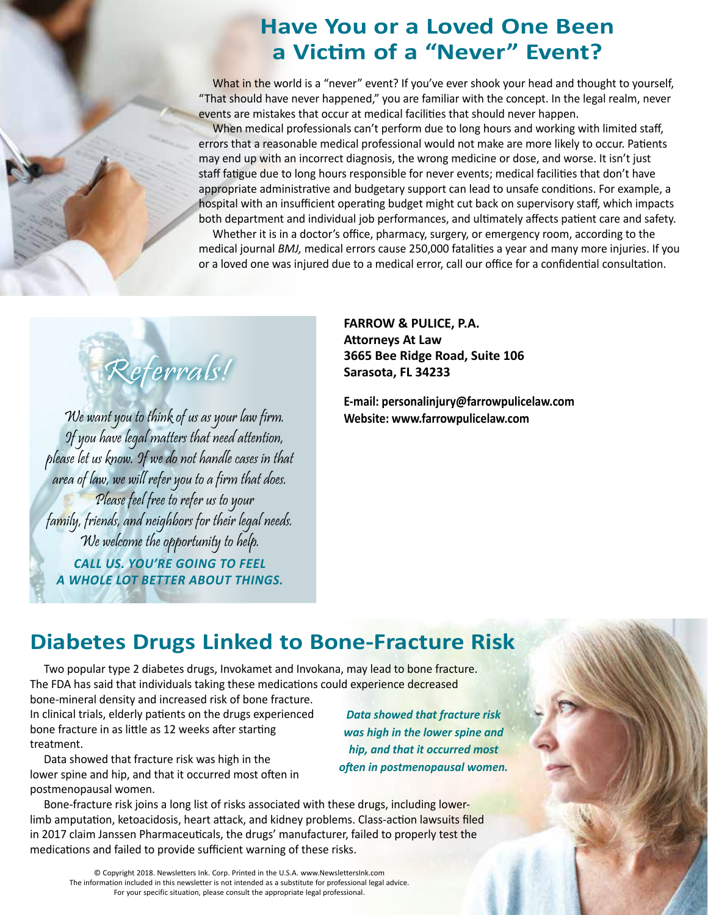## Have You or a Loved One Been a Victim of a "Never" Event?

What in the world is a "never" event? If you've ever shook your head and thought to yourself, "That should have never happened," you are familiar with the concept. In the legal realm, never events are mistakes that occur at medical facilities that should never happen.

When medical professionals can't perform due to long hours and working with limited staff, errors that a reasonable medical professional would not make are more likely to occur. Patients may end up with an incorrect diagnosis, the wrong medicine or dose, and worse. It isn't just staff fatigue due to long hours responsible for never events; medical facilities that don't have appropriate administrative and budgetary support can lead to unsafe conditions. For example, a hospital with an insufficient operating budget might cut back on supervisory staff, which impacts both department and individual job performances, and ultimately affects patient care and safety.

Whether it is in a doctor's office, pharmacy, surgery, or emergency room, according to the medical journal *BMJ,* medical errors cause 250,000 fatalities a year and many more injuries. If you or a loved one was injured due to a medical error, call our office for a confidential consultation.

### Referrals!

*We want you to think of us as your law firm. If you have legal matters that need attention, please let us know. If we do not handle cases in that area of law, we will refer you to a firm that does. Please feel free to refer us to your family, friends, and neighbors for their legal needs. We welcome the opportunity to help.*

***CALL US. YOU'RE GOING TO FEEL A WHOLE LOT BETTER ABOUT THINGS.***

**FARROW & PULICE, P.A.**
**Attorneys At Law**
**3665 Bee Ridge Road, Suite 106**
**Sarasota, FL 34233**

**E-mail: personalinjury@farrowpulicelaw.com**
**Website: www.farrowpulicelaw.com**

## Diabetes Drugs Linked to Bone-Fracture Risk

Two popular type 2 diabetes drugs, Invokamet and Invokana, may lead to bone fracture. The FDA has said that individuals taking these medications could experience decreased bone-mineral density and increased risk of bone fracture. In clinical trials, elderly patients on the drugs experienced bone fracture in as little as 12 weeks after starting treatment.

Data showed that fracture risk was high in the lower spine and hip, and that it occurred most often in postmenopausal women.

***Data showed that fracture risk was high in the lower spine and hip, and that it occurred most often in postmenopausal women.***

Bone-fracture risk joins a long list of risks associated with these drugs, including lower-limb amputation, ketoacidosis, heart attack, and kidney problems. Class-action lawsuits filed in 2017 claim Janssen Pharmaceuticals, the drugs' manufacturer, failed to properly test the medications and failed to provide sufficient warning of these risks.

© Copyright 2018. Newsletters Ink. Corp. Printed in the U.S.A. www.NewslettersInk.com
The information included in this newsletter is not intended as a substitute for professional legal advice.
For your specific situation, please consult the appropriate legal professional.